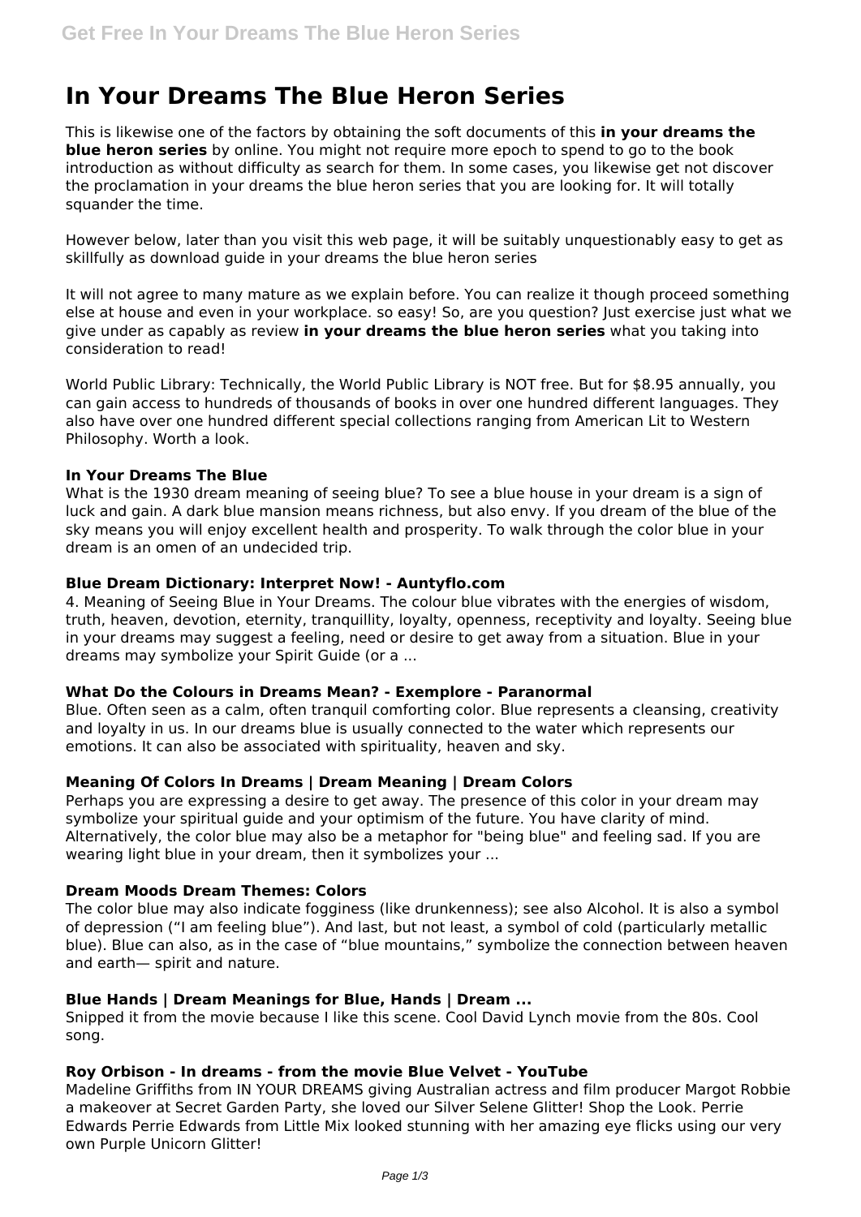# In Your Dreams The Blue Heron Series

This is likewise one of the factors by obtaining the soft documents of this **in your dreams the blue heron series** by online. You might not require more epoch to spend to go to the book introduction as without difficulty as search for them. In some cases, you likewise get not discover the proclamation in your dreams the blue heron series that you are looking for. It will totally squander the time.

However below, later than you visit this web page, it will be suitably unquestionably easy to get as skillfully as download guide in your dreams the blue heron series

It will not agree to many mature as we explain before. You can realize it though proceed something else at house and even in your workplace. so easy! So, are you question? Just exercise just what we give under as capably as review **in your dreams the blue heron series** what you taking into consideration to read!

World Public Library: Technically, the World Public Library is NOT free. But for $8.95 annually, you can gain access to hundreds of thousands of books in over one hundred different languages. They also have over one hundred different special collections ranging from American Lit to Western Philosophy. Worth a look.

### In Your Dreams The Blue

What is the 1930 dream meaning of seeing blue? To see a blue house in your dream is a sign of luck and gain. A dark blue mansion means richness, but also envy. If you dream of the blue of the sky means you will enjoy excellent health and prosperity. To walk through the color blue in your dream is an omen of an undecided trip.

### Blue Dream Dictionary: Interpret Now! - Auntyflo.com

4. Meaning of Seeing Blue in Your Dreams. The colour blue vibrates with the energies of wisdom, truth, heaven, devotion, eternity, tranquillity, loyalty, openness, receptivity and loyalty. Seeing blue in your dreams may suggest a feeling, need or desire to get away from a situation. Blue in your dreams may symbolize your Spirit Guide (or a ...

### What Do the Colours in Dreams Mean? - Exemplore - Paranormal

Blue. Often seen as a calm, often tranquil comforting color. Blue represents a cleansing, creativity and loyalty in us. In our dreams blue is usually connected to the water which represents our emotions. It can also be associated with spirituality, heaven and sky.

### Meaning Of Colors In Dreams | Dream Meaning | Dream Colors

Perhaps you are expressing a desire to get away. The presence of this color in your dream may symbolize your spiritual guide and your optimism of the future. You have clarity of mind. Alternatively, the color blue may also be a metaphor for "being blue" and feeling sad. If you are wearing light blue in your dream, then it symbolizes your ...

### Dream Moods Dream Themes: Colors

The color blue may also indicate fogginess (like drunkenness); see also Alcohol. It is also a symbol of depression ("I am feeling blue"). And last, but not least, a symbol of cold (particularly metallic blue). Blue can also, as in the case of "blue mountains," symbolize the connection between heaven and earth— spirit and nature.

### Blue Hands | Dream Meanings for Blue, Hands | Dream ...

Snipped it from the movie because I like this scene. Cool David Lynch movie from the 80s. Cool song.

### Roy Orbison - In dreams - from the movie Blue Velvet - YouTube

Madeline Griffiths from IN YOUR DREAMS giving Australian actress and film producer Margot Robbie a makeover at Secret Garden Party, she loved our Silver Selene Glitter! Shop the Look. Perrie Edwards Perrie Edwards from Little Mix looked stunning with her amazing eye flicks using our very own Purple Unicorn Glitter!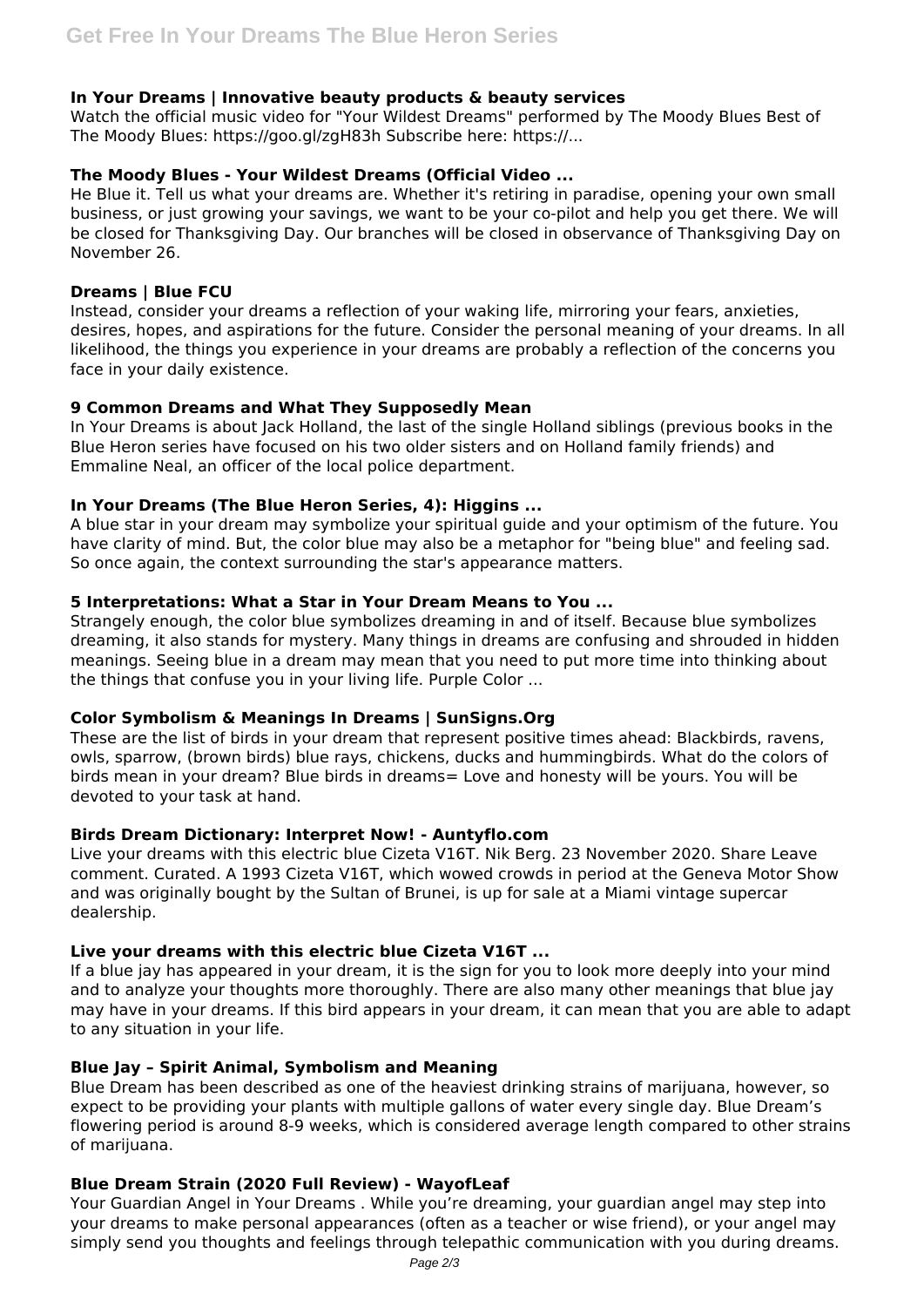### In Your Dreams | Innovative beauty products & beauty services

Watch the official music video for "Your Wildest Dreams" performed by The Moody Blues Best of The Moody Blues: https://goo.gl/zgH83h Subscribe here: https://...

### The Moody Blues - Your Wildest Dreams (Official Video ...

He Blue it. Tell us what your dreams are. Whether it's retiring in paradise, opening your own small business, or just growing your savings, we want to be your co-pilot and help you get there. We will be closed for Thanksgiving Day. Our branches will be closed in observance of Thanksgiving Day on November 26.

### Dreams | Blue FCU

Instead, consider your dreams a reflection of your waking life, mirroring your fears, anxieties, desires, hopes, and aspirations for the future. Consider the personal meaning of your dreams. In all likelihood, the things you experience in your dreams are probably a reflection of the concerns you face in your daily existence.

### 9 Common Dreams and What They Supposedly Mean

In Your Dreams is about Jack Holland, the last of the single Holland siblings (previous books in the Blue Heron series have focused on his two older sisters and on Holland family friends) and Emmaline Neal, an officer of the local police department.

### In Your Dreams (The Blue Heron Series, 4): Higgins ...

A blue star in your dream may symbolize your spiritual guide and your optimism of the future. You have clarity of mind. But, the color blue may also be a metaphor for "being blue" and feeling sad. So once again, the context surrounding the star's appearance matters.

### 5 Interpretations: What a Star in Your Dream Means to You ...

Strangely enough, the color blue symbolizes dreaming in and of itself. Because blue symbolizes dreaming, it also stands for mystery. Many things in dreams are confusing and shrouded in hidden meanings. Seeing blue in a dream may mean that you need to put more time into thinking about the things that confuse you in your living life. Purple Color ...

### Color Symbolism & Meanings In Dreams | SunSigns.Org

These are the list of birds in your dream that represent positive times ahead: Blackbirds, ravens, owls, sparrow, (brown birds) blue rays, chickens, ducks and hummingbirds. What do the colors of birds mean in your dream? Blue birds in dreams= Love and honesty will be yours. You will be devoted to your task at hand.

### Birds Dream Dictionary: Interpret Now! - Auntyflo.com

Live your dreams with this electric blue Cizeta V16T. Nik Berg. 23 November 2020. Share Leave comment. Curated. A 1993 Cizeta V16T, which wowed crowds in period at the Geneva Motor Show and was originally bought by the Sultan of Brunei, is up for sale at a Miami vintage supercar dealership.

### Live your dreams with this electric blue Cizeta V16T ...

If a blue jay has appeared in your dream, it is the sign for you to look more deeply into your mind and to analyze your thoughts more thoroughly. There are also many other meanings that blue jay may have in your dreams. If this bird appears in your dream, it can mean that you are able to adapt to any situation in your life.

### Blue Jay – Spirit Animal, Symbolism and Meaning

Blue Dream has been described as one of the heaviest drinking strains of marijuana, however, so expect to be providing your plants with multiple gallons of water every single day. Blue Dream's flowering period is around 8-9 weeks, which is considered average length compared to other strains of marijuana.

### Blue Dream Strain (2020 Full Review) - WayofLeaf

Your Guardian Angel in Your Dreams . While you're dreaming, your guardian angel may step into your dreams to make personal appearances (often as a teacher or wise friend), or your angel may simply send you thoughts and feelings through telepathic communication with you during dreams.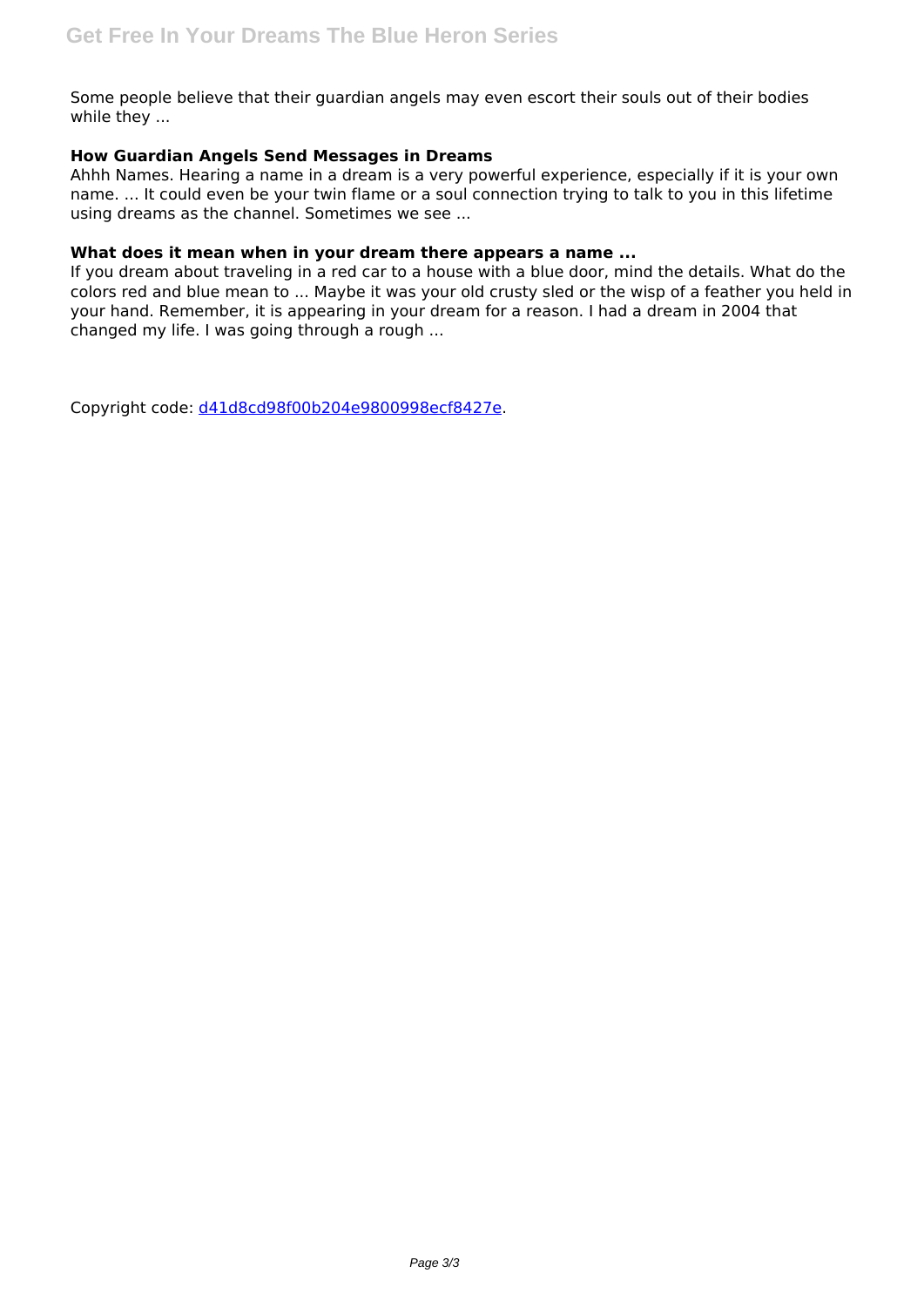Some people believe that their guardian angels may even escort their souls out of their bodies while they ...

**How Guardian Angels Send Messages in Dreams**

Ahhh Names. Hearing a name in a dream is a very powerful experience, especially if it is your own name. ... It could even be your twin flame or a soul connection trying to talk to you in this lifetime using dreams as the channel. Sometimes we see ...

**What does it mean when in your dream there appears a name ...**

If you dream about traveling in a red car to a house with a blue door, mind the details. What do the colors red and blue mean to ... Maybe it was your old crusty sled or the wisp of a feather you held in your hand. Remember, it is appearing in your dream for a reason. I had a dream in 2004 that changed my life. I was going through a rough ...

Copyright code: d41d8cd98f00b204e9800998ecf8427e.